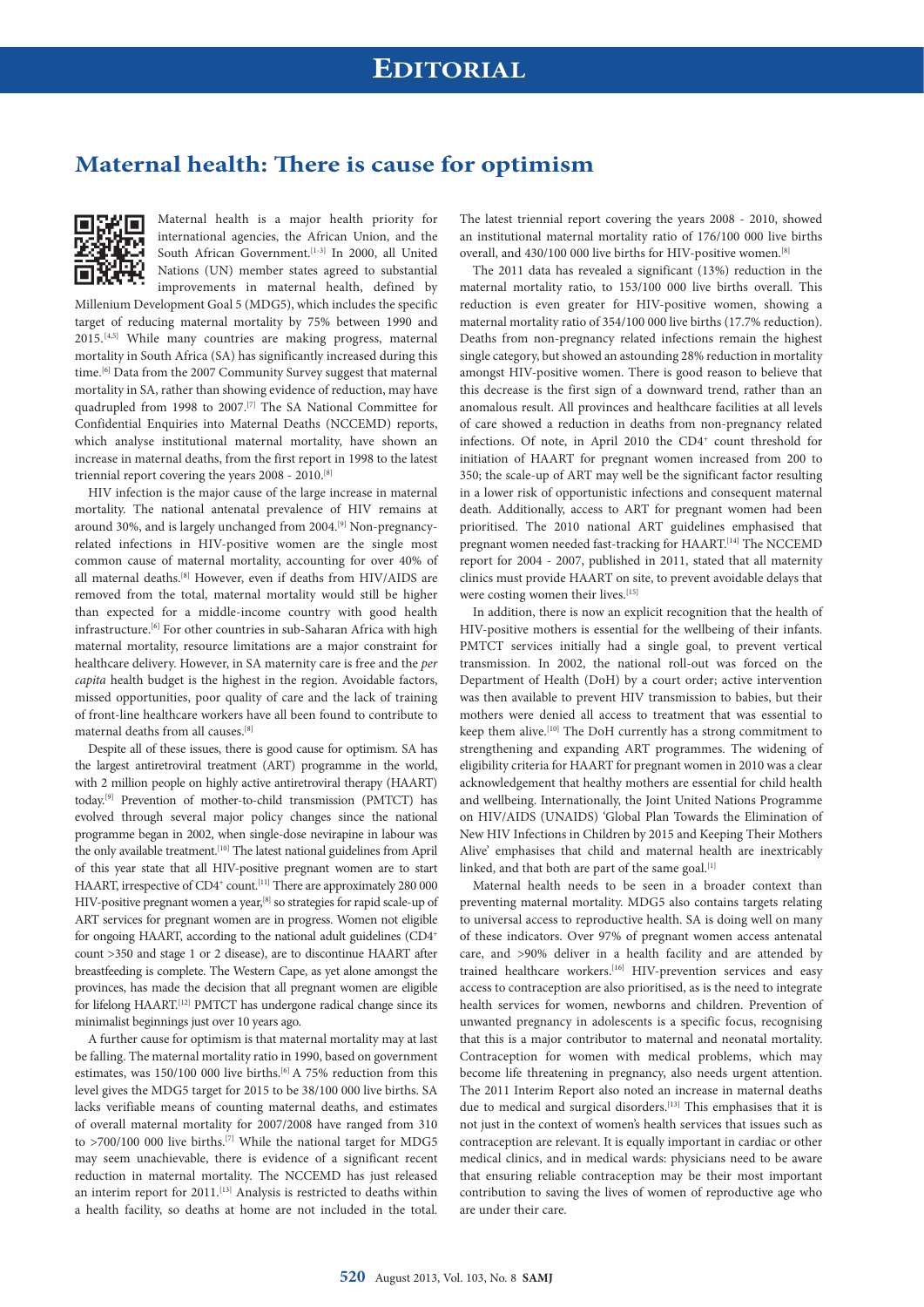# Editorial

## Maternal health: There is cause for optimism

Maternal health is a major health priority for international agencies, the African Union, and the South African Government.[1-3] In 2000, all United Nations (UN) member states agreed to substantial improvements in maternal health, defined by Millenium Development Goal 5 (MDG5), which includes the specific target of reducing maternal mortality by 75% between 1990 and 2015.[4,5] While many countries are making progress, maternal mortality in South Africa (SA) has significantly increased during this time.[6] Data from the 2007 Community Survey suggest that maternal mortality in SA, rather than showing evidence of reduction, may have quadrupled from 1998 to 2007.[7] The SA National Committee for Confidential Enquiries into Maternal Deaths (NCCEMD) reports, which analyse institutional maternal mortality, have shown an increase in maternal deaths, from the first report in 1998 to the latest triennial report covering the years 2008 - 2010.[8]

HIV infection is the major cause of the large increase in maternal mortality. The national antenatal prevalence of HIV remains at around 30%, and is largely unchanged from 2004.[9] Non-pregnancy-related infections in HIV-positive women are the single most common cause of maternal mortality, accounting for over 40% of all maternal deaths.[8] However, even if deaths from HIV/AIDS are removed from the total, maternal mortality would still be higher than expected for a middle-income country with good health infrastructure.[6] For other countries in sub-Saharan Africa with high maternal mortality, resource limitations are a major constraint for healthcare delivery. However, in SA maternity care is free and the *per capita* health budget is the highest in the region. Avoidable factors, missed opportunities, poor quality of care and the lack of training of front-line healthcare workers have all been found to contribute to maternal deaths from all causes.[8]

Despite all of these issues, there is good cause for optimism. SA has the largest antiretroviral treatment (ART) programme in the world, with 2 million people on highly active antiretroviral therapy (HAART) today.[9] Prevention of mother-to-child transmission (PMTCT) has evolved through several major policy changes since the national programme began in 2002, when single-dose nevirapine in labour was the only available treatment.[10] The latest national guidelines from April of this year state that all HIV-positive pregnant women are to start HAART, irrespective of CD4$^+$ count.[11] There are approximately 280 000 HIV-positive pregnant women a year,[8] so strategies for rapid scale-up of ART services for pregnant women are in progress. Women not eligible for ongoing HAART, according to the national adult guidelines (CD4$^+$ count >350 and stage 1 or 2 disease), are to discontinue HAART after breastfeeding is complete. The Western Cape, as yet alone amongst the provinces, has made the decision that all pregnant women are eligible for lifelong HAART.[12] PMTCT has undergone radical change since its minimalist beginnings just over 10 years ago.

A further cause for optimism is that maternal mortality may at last be falling. The maternal mortality ratio in 1990, based on government estimates, was 150/100 000 live births.[6] A 75% reduction from this level gives the MDG5 target for 2015 to be 38/100 000 live births. SA lacks verifiable means of counting maternal deaths, and estimates of overall maternal mortality for 2007/2008 have ranged from 310 to >700/100 000 live births.[7] While the national target for MDG5 may seem unachievable, there is evidence of a significant recent reduction in maternal mortality. The NCCEMD has just released an interim report for 2011.[13] Analysis is restricted to deaths within a health facility, so deaths at home are not included in the total. The latest triennial report covering the years 2008 - 2010, showed an institutional maternal mortality ratio of 176/100 000 live births overall, and 430/100 000 live births for HIV-positive women.[8]

The 2011 data has revealed a significant (13%) reduction in the maternal mortality ratio, to 153/100 000 live births overall. This reduction is even greater for HIV-positive women, showing a maternal mortality ratio of 354/100 000 live births (17.7% reduction). Deaths from non-pregnancy related infections remain the highest single category, but showed an astounding 28% reduction in mortality amongst HIV-positive women. There is good reason to believe that this decrease is the first sign of a downward trend, rather than an anomalous result. All provinces and healthcare facilities at all levels of care showed a reduction in deaths from non-pregnancy related infections. Of note, in April 2010 the CD4$^+$ count threshold for initiation of HAART for pregnant women increased from 200 to 350; the scale-up of ART may well be the significant factor resulting in a lower risk of opportunistic infections and consequent maternal death. Additionally, access to ART for pregnant women had been prioritised. The 2010 national ART guidelines emphasised that pregnant women needed fast-tracking for HAART.[14] The NCCEMD report for 2004 - 2007, published in 2011, stated that all maternity clinics must provide HAART on site, to prevent avoidable delays that were costing women their lives.[15]

In addition, there is now an explicit recognition that the health of HIV-positive mothers is essential for the wellbeing of their infants. PMTCT services initially had a single goal, to prevent vertical transmission. In 2002, the national roll-out was forced on the Department of Health (DoH) by a court order; active intervention was then available to prevent HIV transmission to babies, but their mothers were denied all access to treatment that was essential to keep them alive.[10] The DoH currently has a strong commitment to strengthening and expanding ART programmes. The widening of eligibility criteria for HAART for pregnant women in 2010 was a clear acknowledgement that healthy mothers are essential for child health and wellbeing. Internationally, the Joint United Nations Programme on HIV/AIDS (UNAIDS) 'Global Plan Towards the Elimination of New HIV Infections in Children by 2015 and Keeping Their Mothers Alive' emphasises that child and maternal health are inextricably linked, and that both are part of the same goal.[1]

Maternal health needs to be seen in a broader context than preventing maternal mortality. MDG5 also contains targets relating to universal access to reproductive health. SA is doing well on many of these indicators. Over 97% of pregnant women access antenatal care, and >90% deliver in a health facility and are attended by trained healthcare workers.[16] HIV-prevention services and easy access to contraception are also prioritised, as is the need to integrate health services for women, newborns and children. Prevention of unwanted pregnancy in adolescents is a specific focus, recognising that this is a major contributor to maternal and neonatal mortality. Contraception for women with medical problems, which may become life threatening in pregnancy, also needs urgent attention. The 2011 Interim Report also noted an increase in maternal deaths due to medical and surgical disorders.[13] This emphasises that it is not just in the context of women's health services that issues such as contraception are relevant. It is equally important in cardiac or other medical clinics, and in medical wards: physicians need to be aware that ensuring reliable contraception may be their most important contribution to saving the lives of women of reproductive age who are under their care.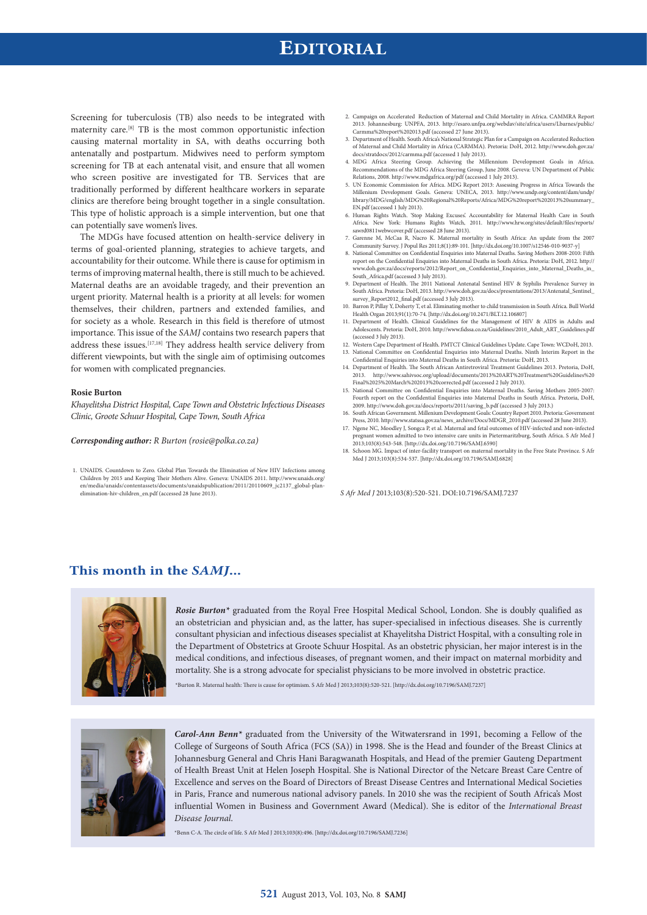Screening for tuberculosis (TB) also needs to be integrated with maternity care.[8] TB is the most common opportunistic infection causing maternal mortality in SA, with deaths occurring both antenatally and postpartum. Midwives need to perform symptom screening for TB at each antenatal visit, and ensure that all women who screen positive are investigated for TB. Services that are traditionally performed by different healthcare workers in separate clinics are therefore being brought together in a single consultation. This type of holistic approach is a simple intervention, but one that can potentially save women's lives.

The MDGs have focused attention on health-service delivery in terms of goal-oriented planning, strategies to achieve targets, and accountability for their outcome. While there is cause for optimism in terms of improving maternal health, there is still much to be achieved. Maternal deaths are an avoidable tragedy, and their prevention an urgent priority. Maternal health is a priority at all levels: for women themselves, their children, partners and extended families, and for society as a whole. Research in this field is therefore of utmost importance. This issue of the *SAMJ* contains two research papers that address these issues.[17,18] They address health service delivery from different viewpoints, but with the single aim of optimising outcomes for women with complicated pregnancies.

**Rosie Burton**

*Khayelitsha District Hospital, Cape Town and Obstetric Infectious Diseases Clinic, Groote Schuur Hospital, Cape Town, South Africa*

***Corresponding author:*** *R Burton (rosie@polka.co.za)*

1. UNAIDS. Countdown to Zero. Global Plan Towards the Elimination of New HIV Infections among Children by 2015 and Keeping Their Mothers Alive. Geneva: UNAIDS 2011. http://www.unaids.org/en/media/unaids/contentassets/documents/unaidspublication/2011/20110609_jc2137_global-plan-elimination-hiv-children_en.pdf (accessed 28 June 2013).
2. Campaign on Accelerated Reduction of Maternal and Child Mortality in Africa. CAMMRA Report 2013. Johannesburg: UNPFA, 2013. http://esaro.unfpa.org/webdav/site/africa/users/I.barnes/public/Carmma%20report%202013.pdf (accessed 27 June 2013).
3. Department of Health. South Africa's National Strategic Plan for a Campaign on Accelerated Reduction of Maternal and Child Mortality in Africa (CARMMA). Pretoria: DoH, 2012. http://www.doh.gov.za/docs/stratdocs/2012/carmma.pdf (accessed 1 July 2013).
4. MDG Africa Steering Group. Achieving the Millennium Development Goals in Africa. Recommendations of the MDG Africa Steering Group, June 2008. Geveva: UN Department of Public Relations, 2008. http://www.mdgafrica.org/pdf (accessed 1 July 2013).
5. UN Economic Commission for Africa. MDG Report 2013: Assessing Progress in Africa Towards the Millenium Development Goals. Geneva: UNECA, 2013. http://www.undp.org/content/dam/undp/library/MDG/english/MDG%20Regional%20Reports/Africa/MDG%20report%202013%20summary_EN.pdf (accessed 1 July 2013).
6. Human Rights Watch. 'Stop Making Excuses'. Accountability for Maternal Health Care in South Africa. New York: Humans Rights Watch, 2011. http://www.hrw.org/sites/default/files/reports/sawrd0811webwcover.pdf (accessed 28 June 2013).
7. Garenne M, McCaa R, Nacro K. Maternal mortality in South Africa: An update from the 2007 Community Survey. J Popul Res 2011;8(1):89-101. [http://dx.doi.org/10.1007/s12546-010-9037-y]
8. National Committee on Confidential Enquiries into Maternal Deaths. Saving Mothers 2008-2010: Fifth report on the Confidential Enquiries into Maternal Deaths in South Africa. Pretoria: DoH, 2012. http://www.doh.gov.za/docs/reports/2012/Report_on_Confidential_Enquiries_into_Maternal_Deaths_in_South_Africa.pdf (accessed 3 July 2013).
9. Department of Health. The 2011 National Antenatal Sentinel HIV & Syphilis Prevalence Survey in South Africa. Pretoria: DoH, 2013. http://www.doh.gov.za/docs/presentations/2013/Antenatal_Sentinel_survey_Report2012_final.pdf (accessed 3 July 2013).
10. Barron P, Pillay Y, Doherty T, et al. Eliminating mother to child transmission in South Africa. Bull World Health Organ 2013;91(1):70-74. [http://dx.doi.org/10.2471/BLT.12.106807]
11. Department of Health. Clinical Guidelines for the Management of HIV & AIDS in Adults and Adolescents. Pretoria: DoH, 2010. http://www.fidssa.co.za/Guidelines/2010_Adult_ART_Guidelines.pdf (accessed 3 July 2013).
12. Western Cape Department of Health. PMTCT Clinical Guidelines Update. Cape Town: WCDoH, 2013.
13. National Committee on Confidential Enquiries into Maternal Deaths. Ninth Interim Report in the Confidential Enquiries into Maternal Deaths in South Africa. Pretoria: DoH, 2013.
14. Department of Health. The South African Antiretroviral Treatment Guidelines 2013. Pretoria, DoH, 2013. http://www.sahivsoc.org/upload/documents/2013%20ART%20Treatment%20Guidelines%20Final%2025%20March%202013%20corrected.pdf (accessed 2 July 2013).
15. National Committee on Confidential Enquiries into Maternal Deaths. Saving Mothers 2005-2007: Fourth report on the Confidential Enquiries into Maternal Deaths in South Africa. Pretoria, DoH, 2009. http://www.doh.gov.za/docs/reports/2011/saving_b.pdf (accessed 3 July 2013.)
16. South African Government. Millennium Development Goals: Country Report 2010. Pretoria: Government Press, 2010. http://www.statssa.gov.za/news_archive/Docs/MDGR_2010.pdf (accessed 28 June 2013).
17. Ngene NC, Moodley J, Songca P, et al. Maternal and fetal outcomes of HIV-infected and non-infected pregnant women admitted to two intensive care units in Pietermaritzburg, South Africa. S Afr Med J 2013;103(8):543-548. [http://dx.doi.org/10.7196/SAMJ.6590]
18. Schoon MG. Impact of inter-facility transport on maternal mortality in the Free State Province. S Afr Med J 2013;103(8):534-537. [http://dx.doi.org/10.7196/SAMJ.6828]

*S Afr Med J* 2013;103(8):520-521. DOI:10.7196/SAMJ.7237

## This month in the *SAMJ*...

***Rosie Burton**** graduated from the Royal Free Hospital Medical School, London. She is doubly qualified as an obstetrician and physician and, as the latter, has super-specialised in infectious diseases. She is currently consultant physician and infectious diseases specialist at Khayelitsha District Hospital, with a consulting role in the Department of Obstetrics at Groote Schuur Hospital. As an obstetric physician, her major interest is in the medical conditions, and infectious diseases, of pregnant women, and their impact on maternal morbidity and mortality. She is a strong advocate for specialist physicians to be more involved in obstetric practice.

*Burton R. Maternal health: There is cause for optimism. S Afr Med J 2013;103(8):520-521. [http://dx.doi.org/10.7196/SAMJ.7237]

***Carol-Ann Benn**** graduated from the University of the Witwatersrand in 1991, becoming a Fellow of the College of Surgeons of South Africa (FCS (SA)) in 1998. She is the Head and founder of the Breast Clinics at Johannesburg General and Chris Hani Baragwanath Hospitals, and Head of the premier Gauteng Department of Health Breast Unit at Helen Joseph Hospital. She is National Director of the Netcare Breast Care Centre of Excellence and serves on the Board of Directors of Breast Disease Centres and International Medical Societies in Paris, France and numerous national advisory panels. In 2010 she was the recipient of South Africa's Most influential Women in Business and Government Award (Medical). She is editor of the *International Breast Disease Journal*.

*Benn C-A. The circle of life. S Afr Med J 2013;103(8):496. [http://dx.doi.org/10.7196/SAMJ.7236]